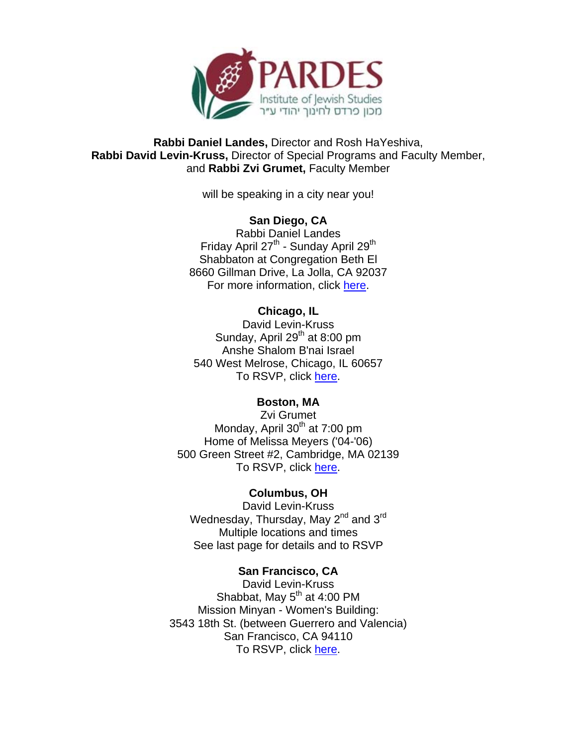PARDES

Institute of Jewish Studies

מכון פרדס לחינוך יהודי ע״ר

**Rabbi Daniel Landes,** Director and Rosh HaYeshiva,
**Rabbi David Levin-Kruss,** Director of Special Programs and Faculty Member,
and **Rabbi Zvi Grumet,** Faculty Member

will be speaking in a city near you!

**San Diego, CA**
Rabbi Daniel Landes
Friday April 27th - Sunday April 29th
Shabbaton at Congregation Beth El
8660 Gillman Drive, La Jolla, CA 92037
For more information, click here.

**Chicago, IL**
David Levin-Kruss
Sunday, April 29th at 8:00 pm
Anshe Shalom B'nai Israel
540 West Melrose, Chicago, IL 60657
To RSVP, click here.

**Boston, MA**
Zvi Grumet
Monday, April 30th at 7:00 pm
Home of Melissa Meyers ('04-'06)
500 Green Street #2, Cambridge, MA 02139
To RSVP, click here.

**Columbus, OH**
David Levin-Kruss
Wednesday, Thursday, May 2nd and 3rd
Multiple locations and times
See last page for details and to RSVP

**San Francisco, CA**
David Levin-Kruss
Shabbat, May 5th at 4:00 PM
Mission Minyan - Women's Building:
3543 18th St. (between Guerrero and Valencia)
San Francisco, CA 94110
To RSVP, click here.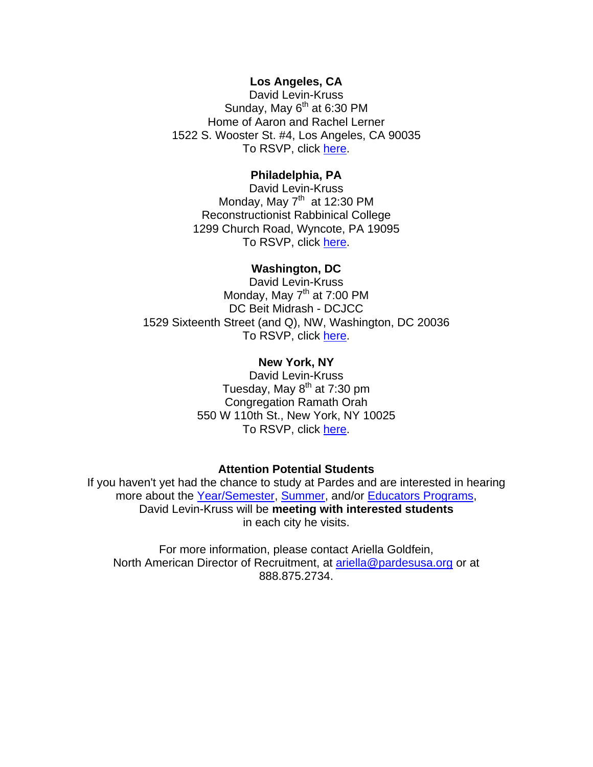**Los Angeles, CA**
David Levin-Kruss
Sunday, May 6th at 6:30 PM
Home of Aaron and Rachel Lerner
1522 S. Wooster St. #4, Los Angeles, CA 90035
To RSVP, click here.

**Philadelphia, PA**
David Levin-Kruss
Monday, May 7th at 12:30 PM
Reconstructionist Rabbinical College
1299 Church Road, Wyncote, PA 19095
To RSVP, click here.

**Washington, DC**
David Levin-Kruss
Monday, May 7th at 7:00 PM
DC Beit Midrash - DCJCC
1529 Sixteenth Street (and Q), NW, Washington, DC 20036
To RSVP, click here.

**New York, NY**
David Levin-Kruss
Tuesday, May 8th at 7:30 pm
Congregation Ramath Orah
550 W 110th St., New York, NY 10025
To RSVP, click here.

**Attention Potential Students**

If you haven't yet had the chance to study at Pardes and are interested in hearing more about the Year/Semester, Summer, and/or Educators Programs, David Levin-Kruss will be **meeting with interested students** in each city he visits.

For more information, please contact Ariella Goldfein, North American Director of Recruitment, at ariella@pardesusa.org or at 888.875.2734.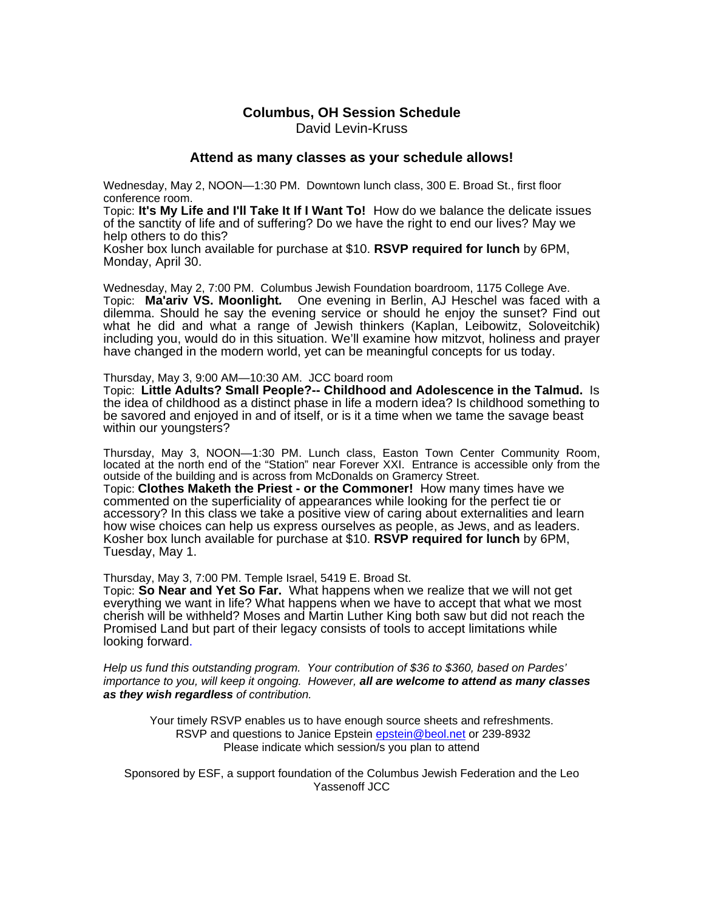## Columus, OH Session Schedule

David Levin-Kruss

### Attend as many classes as your schedule allows!

Wednesday, May 2, NOON—1:30 PM. Downtown lunch class, 300 E. Broad St., first floor conference room.
Topic: **It's My Life and I'll Take It If I Want To!** How do we balance the delicate issues of the sanctity of life and of suffering? Do we have the right to end our lives? May we help others to do this?
Kosher box lunch available for purchase at $10. **RSVP required for lunch** by 6PM, Monday, April 30.

Wednesday, May 2, 7:00 PM. Columbus Jewish Foundation boardroom, 1175 College Ave.
Topic: **Ma'ariv VS. Moonlight.** One evening in Berlin, AJ Heschel was faced with a dilemma. Should he say the evening service or should he enjoy the sunset? Find out what he did and what a range of Jewish thinkers (Kaplan, Leibowitz, Soloveitchik) including you, would do in this situation. We'll examine how mitzvot, holiness and prayer have changed in the modern world, yet can be meaningful concepts for us today.

Thursday, May 3, 9:00 AM—10:30 AM. JCC board room
Topic: **Little Adults? Small People?-- Childhood and Adolescence in the Talmud.** Is the idea of childhood as a distinct phase in life a modern idea? Is childhood something to be savored and enjoyed in and of itself, or is it a time when we tame the savage beast within our youngsters?

Thursday, May 3, NOON—1:30 PM. Lunch class, Easton Town Center Community Room, located at the north end of the "Station" near Forever XXI. Entrance is accessible only from the outside of the building and is across from McDonalds on Gramercy Street.
Topic: **Clothes Maketh the Priest - or the Commoner!** How many times have we commented on the superficiality of appearances while looking for the perfect tie or accessory? In this class we take a positive view of caring about externalities and learn how wise choices can help us express ourselves as people, as Jews, and as leaders.
Kosher box lunch available for purchase at $10. **RSVP required for lunch** by 6PM, Tuesday, May 1.

Thursday, May 3, 7:00 PM. Temple Israel, 5419 E. Broad St.
Topic: **So Near and Yet So Far.** What happens when we realize that we will not get everything we want in life? What happens when we have to accept that what we most cherish will be withheld? Moses and Martin Luther King both saw but did not reach the Promised Land but part of their legacy consists of tools to accept limitations while looking forward.

*Help us fund this outstanding program. Your contribution of $36 to $360, based on Pardes' importance to you, will keep it ongoing. However,* ***all are welcome to attend as many classes as they wish regardless*** *of contribution.*

Your timely RSVP enables us to have enough source sheets and refreshments.
RSVP and questions to Janice Epstein epstein@beol.net or 239-8932
Please indicate which session/s you plan to attend

Sponsored by ESF, a support foundation of the Columbus Jewish Federation and the Leo Yassenoff JCC